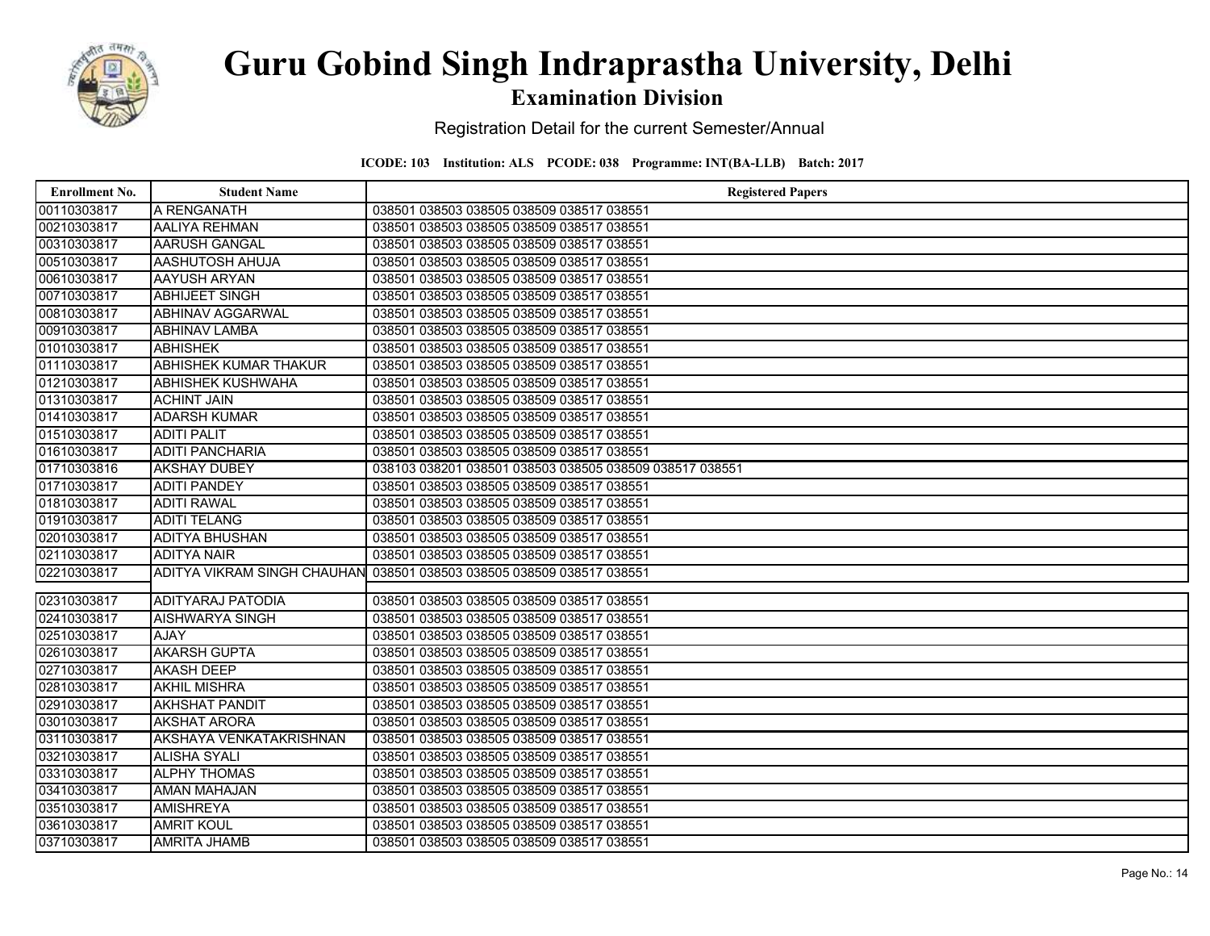# Guru Gobind Singh Indraprastha University, Delhi

## Examination Division

Registration Detail for the current Semester/Annual

**ICODE: 103 Institution: ALS PCODE: 038 Programme: INT(BA-LLB) Batch: 2017**

| Enrollment No. | Student Name | Registered Papers |
|---|---|---|
| 00110303817 | A RENGANATH | 038501 038503 038505 038509 038517 038551 |
| 00210303817 | AALIYA REHMAN | 038501 038503 038505 038509 038517 038551 |
| 00310303817 | AARUSH GANGAL | 038501 038503 038505 038509 038517 038551 |
| 00510303817 | AASHUTOSH AHUJA | 038501 038503 038505 038509 038517 038551 |
| 00610303817 | AAYUSH ARYAN | 038501 038503 038505 038509 038517 038551 |
| 00710303817 | ABHIJEET SINGH | 038501 038503 038505 038509 038517 038551 |
| 00810303817 | ABHINAV AGGARWAL | 038501 038503 038505 038509 038517 038551 |
| 00910303817 | ABHINAV LAMBA | 038501 038503 038505 038509 038517 038551 |
| 01010303817 | ABHISHEK | 038501 038503 038505 038509 038517 038551 |
| 01110303817 | ABHISHEK KUMAR THAKUR | 038501 038503 038505 038509 038517 038551 |
| 01210303817 | ABHISHEK KUSHWAHA | 038501 038503 038505 038509 038517 038551 |
| 01310303817 | ACHINT JAIN | 038501 038503 038505 038509 038517 038551 |
| 01410303817 | ADARSH KUMAR | 038501 038503 038505 038509 038517 038551 |
| 01510303817 | ADITI PALIT | 038501 038503 038505 038509 038517 038551 |
| 01610303817 | ADITI PANCHARIA | 038501 038503 038505 038509 038517 038551 |
| 01710303816 | AKSHAY DUBEY | 038103 038201 038501 038503 038505 038509 038517 038551 |
| 01710303817 | ADITI PANDEY | 038501 038503 038505 038509 038517 038551 |
| 01810303817 | ADITI RAWAL | 038501 038503 038505 038509 038517 038551 |
| 01910303817 | ADITI TELANG | 038501 038503 038505 038509 038517 038551 |
| 02010303817 | ADITYA BHUSHAN | 038501 038503 038505 038509 038517 038551 |
| 02110303817 | ADITYA NAIR | 038501 038503 038505 038509 038517 038551 |
| 02210303817 | ADITYA VIKRAM SINGH CHAUHAN | 038501 038503 038505 038509 038517 038551 |
| 02310303817 | ADITYARAJ PATODIA | 038501 038503 038505 038509 038517 038551 |
| 02410303817 | AISHWARYA SINGH | 038501 038503 038505 038509 038517 038551 |
| 02510303817 | AJAY | 038501 038503 038505 038509 038517 038551 |
| 02610303817 | AKARSH GUPTA | 038501 038503 038505 038509 038517 038551 |
| 02710303817 | AKASH DEEP | 038501 038503 038505 038509 038517 038551 |
| 02810303817 | AKHIL MISHRA | 038501 038503 038505 038509 038517 038551 |
| 02910303817 | AKHSHAT PANDIT | 038501 038503 038505 038509 038517 038551 |
| 03010303817 | AKSHAT ARORA | 038501 038503 038505 038509 038517 038551 |
| 03110303817 | AKSHAYA VENKATAKRISHNAN | 038501 038503 038505 038509 038517 038551 |
| 03210303817 | ALISHA SYALI | 038501 038503 038505 038509 038517 038551 |
| 03310303817 | ALPHY THOMAS | 038501 038503 038505 038509 038517 038551 |
| 03410303817 | AMAN MAHAJAN | 038501 038503 038505 038509 038517 038551 |
| 03510303817 | AMISHREYA | 038501 038503 038505 038509 038517 038551 |
| 03610303817 | AMRIT KOUL | 038501 038503 038505 038509 038517 038551 |
| 03710303817 | AMRITA JHAMB | 038501 038503 038505 038509 038517 038551 |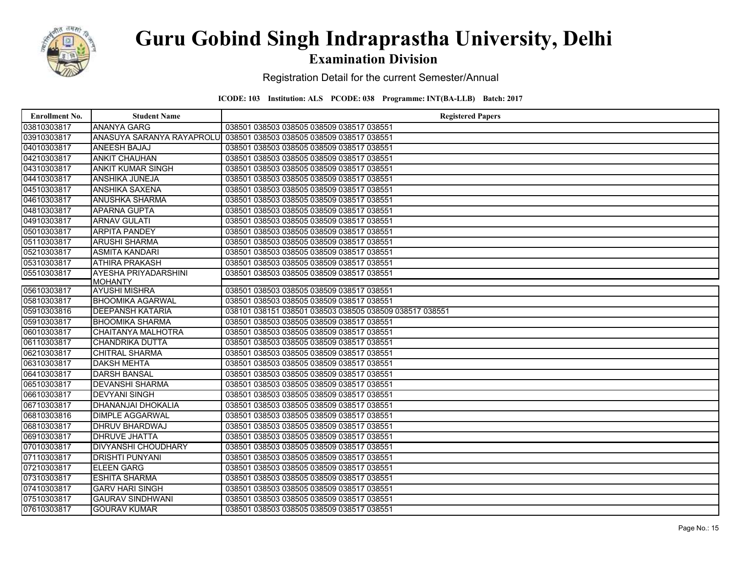# Guru Gobind Singh Indraprastha University, Delhi

## Examination Division

Registration Detail for the current Semester/Annual

**ICODE: 103 Institution: ALS PCODE: 038 Programme: INT(BA-LLB) Batch: 2017**

| Enrollment No. | Student Name | Registered Papers |
|---|---|---|
| 03810303817 | ANANYA GARG | 038501 038503 038505 038509 038517 038551 |
| 03910303817 | ANASUYA SARANYA RAYAPROLU | 038501 038503 038505 038509 038517 038551 |
| 04010303817 | ANEESH BAJAJ | 038501 038503 038505 038509 038517 038551 |
| 04210303817 | ANKIT CHAUHAN | 038501 038503 038505 038509 038517 038551 |
| 04310303817 | ANKIT KUMAR SINGH | 038501 038503 038505 038509 038517 038551 |
| 04410303817 | ANSHIKA JUNEJA | 038501 038503 038505 038509 038517 038551 |
| 04510303817 | ANSHIKA SAXENA | 038501 038503 038505 038509 038517 038551 |
| 04610303817 | ANUSHKA SHARMA | 038501 038503 038505 038509 038517 038551 |
| 04810303817 | APARNA GUPTA | 038501 038503 038505 038509 038517 038551 |
| 04910303817 | ARNAV GULATI | 038501 038503 038505 038509 038517 038551 |
| 05010303817 | ARPITA PANDEY | 038501 038503 038505 038509 038517 038551 |
| 05110303817 | ARUSHI SHARMA | 038501 038503 038505 038509 038517 038551 |
| 05210303817 | ASMITA KANDARI | 038501 038503 038505 038509 038517 038551 |
| 05310303817 | ATHIRA PRAKASH | 038501 038503 038505 038509 038517 038551 |
| 05510303817 | AYESHA PRIYADARSHINI MOHANTY | 038501 038503 038505 038509 038517 038551 |
| 05610303817 | AYUSHI MISHRA | 038501 038503 038505 038509 038517 038551 |
| 05810303817 | BHOOMIKA AGARWAL | 038501 038503 038505 038509 038517 038551 |
| 05910303816 | DEEPANSH KATARIA | 038101 038151 038501 038503 038505 038509 038517 038551 |
| 05910303817 | BHOOMIKA SHARMA | 038501 038503 038505 038509 038517 038551 |
| 06010303817 | CHAITANYA MALHOTRA | 038501 038503 038505 038509 038517 038551 |
| 06110303817 | CHANDRIKA DUTTA | 038501 038503 038505 038509 038517 038551 |
| 06210303817 | CHITRAL SHARMA | 038501 038503 038505 038509 038517 038551 |
| 06310303817 | DAKSH MEHTA | 038501 038503 038505 038509 038517 038551 |
| 06410303817 | DARSH BANSAL | 038501 038503 038505 038509 038517 038551 |
| 06510303817 | DEVANSHI SHARMA | 038501 038503 038505 038509 038517 038551 |
| 06610303817 | DEVYANI SINGH | 038501 038503 038505 038509 038517 038551 |
| 06710303817 | DHANANJAI DHOKALIA | 038501 038503 038505 038509 038517 038551 |
| 06810303816 | DIMPLE AGGARWAL | 038501 038503 038505 038509 038517 038551 |
| 06810303817 | DHRUV BHARDWAJ | 038501 038503 038505 038509 038517 038551 |
| 06910303817 | DHRUVE JHATTA | 038501 038503 038505 038509 038517 038551 |
| 07010303817 | DIVYANSHI CHOUDHARY | 038501 038503 038505 038509 038517 038551 |
| 07110303817 | DRISHTI PUNYANI | 038501 038503 038505 038509 038517 038551 |
| 07210303817 | ELEEN GARG | 038501 038503 038505 038509 038517 038551 |
| 07310303817 | ESHITA SHARMA | 038501 038503 038505 038509 038517 038551 |
| 07410303817 | GARV HARI SINGH | 038501 038503 038505 038509 038517 038551 |
| 07510303817 | GAURAV SINDHWANI | 038501 038503 038505 038509 038517 038551 |
| 07610303817 | GOURAV KUMAR | 038501 038503 038505 038509 038517 038551 |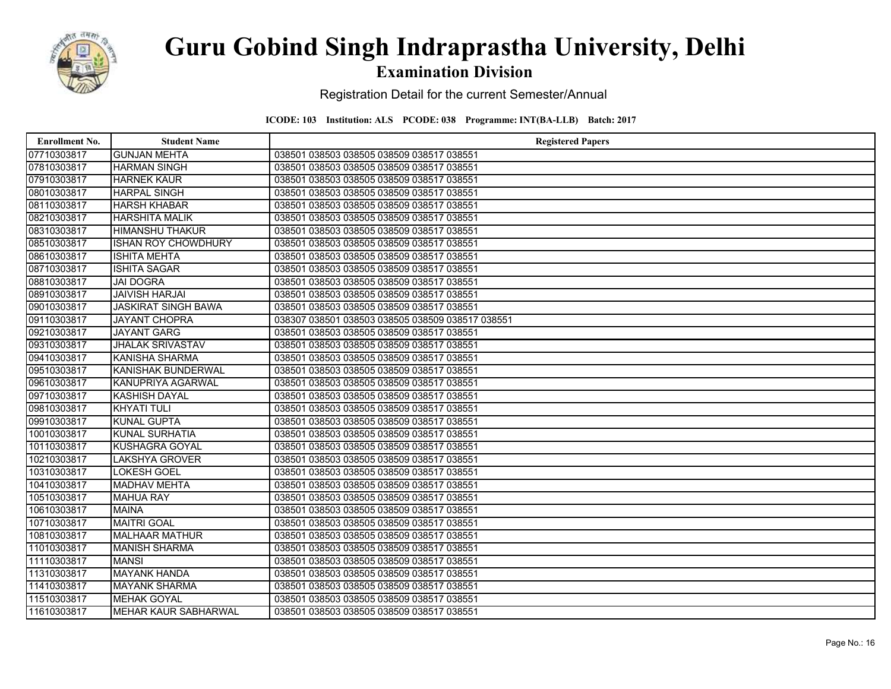# Guru Gobind Singh Indraprastha University, Delhi

## Examination Division

Registration Detail for the current Semester/Annual

**ICODE: 103 Institution: ALS PCODE: 038 Programme: INT(BA-LLB) Batch: 2017**

| Enrollment No. | Student Name | Registered Papers |
|---|---|---|
| 07710303817 | GUNJAN MEHTA | 038501 038503 038505 038509 038517 038551 |
| 07810303817 | HARMAN SINGH | 038501 038503 038505 038509 038517 038551 |
| 07910303817 | HARNEK KAUR | 038501 038503 038505 038509 038517 038551 |
| 08010303817 | HARPAL SINGH | 038501 038503 038505 038509 038517 038551 |
| 08110303817 | HARSH KHABAR | 038501 038503 038505 038509 038517 038551 |
| 08210303817 | HARSHITA MALIK | 038501 038503 038505 038509 038517 038551 |
| 08310303817 | HIMANSHU THAKUR | 038501 038503 038505 038509 038517 038551 |
| 08510303817 | ISHAN ROY CHOWDHURY | 038501 038503 038505 038509 038517 038551 |
| 08610303817 | ISHITA MEHTA | 038501 038503 038505 038509 038517 038551 |
| 08710303817 | ISHITA SAGAR | 038501 038503 038505 038509 038517 038551 |
| 08810303817 | JAI DOGRA | 038501 038503 038505 038509 038517 038551 |
| 08910303817 | JAIVISH HARJAI | 038501 038503 038505 038509 038517 038551 |
| 09010303817 | JASKIRAT SINGH BAWA | 038501 038503 038505 038509 038517 038551 |
| 09110303817 | JAYANT CHOPRA | 038307 038501 038503 038505 038509 038517 038551 |
| 09210303817 | JAYANT GARG | 038501 038503 038505 038509 038517 038551 |
| 09310303817 | JHALAK SRIVASTAV | 038501 038503 038505 038509 038517 038551 |
| 09410303817 | KANISHA SHARMA | 038501 038503 038505 038509 038517 038551 |
| 09510303817 | KANISHAK BUNDERWAL | 038501 038503 038505 038509 038517 038551 |
| 09610303817 | KANUPRIYA AGARWAL | 038501 038503 038505 038509 038517 038551 |
| 09710303817 | KASHISH DAYAL | 038501 038503 038505 038509 038517 038551 |
| 09810303817 | KHYATI TULI | 038501 038503 038505 038509 038517 038551 |
| 09910303817 | KUNAL GUPTA | 038501 038503 038505 038509 038517 038551 |
| 10010303817 | KUNAL SURHATIA | 038501 038503 038505 038509 038517 038551 |
| 10110303817 | KUSHAGRA GOYAL | 038501 038503 038505 038509 038517 038551 |
| 10210303817 | LAKSHYA GROVER | 038501 038503 038505 038509 038517 038551 |
| 10310303817 | LOKESH GOEL | 038501 038503 038505 038509 038517 038551 |
| 10410303817 | MADHAV MEHTA | 038501 038503 038505 038509 038517 038551 |
| 10510303817 | MAHUA RAY | 038501 038503 038505 038509 038517 038551 |
| 10610303817 | MAINA | 038501 038503 038505 038509 038517 038551 |
| 10710303817 | MAITRI GOAL | 038501 038503 038505 038509 038517 038551 |
| 10810303817 | MALHAAR MATHUR | 038501 038503 038505 038509 038517 038551 |
| 11010303817 | MANISH SHARMA | 038501 038503 038505 038509 038517 038551 |
| 11110303817 | MANSI | 038501 038503 038505 038509 038517 038551 |
| 11310303817 | MAYANK HANDA | 038501 038503 038505 038509 038517 038551 |
| 11410303817 | MAYANK SHARMA | 038501 038503 038505 038509 038517 038551 |
| 11510303817 | MEHAK GOYAL | 038501 038503 038505 038509 038517 038551 |
| 11610303817 | MEHAR KAUR SABHARWAL | 038501 038503 038505 038509 038517 038551 |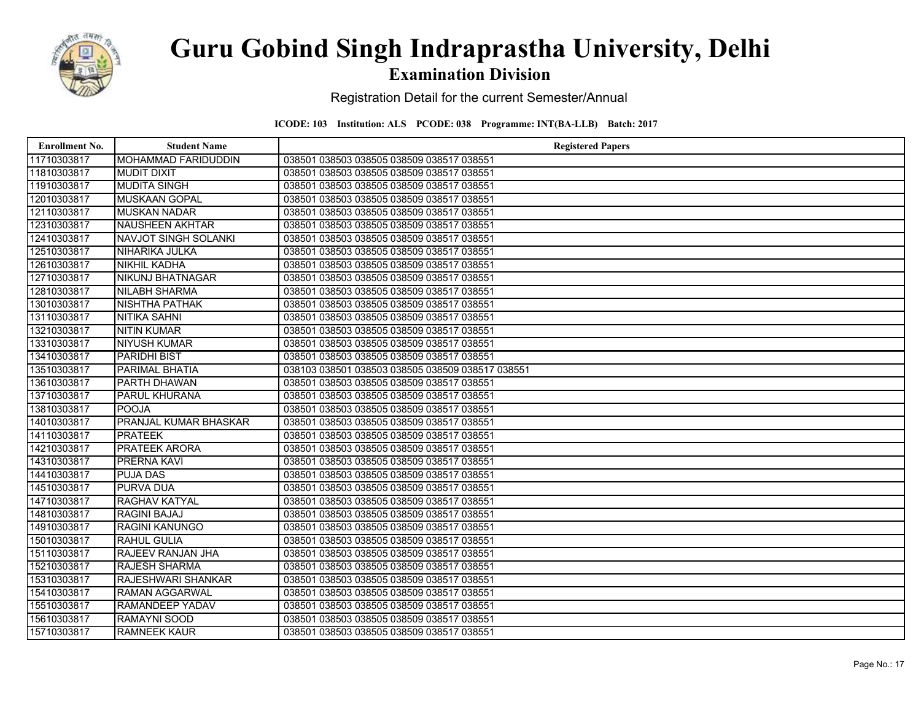# Guru Gobind Singh Indraprastha University, Delhi

## Examination Division

Registration Detail for the current Semester/Annual

**ICODE: 103 Institution: ALS PCODE: 038 Programme: INT(BA-LLB) Batch: 2017**

| Enrollment No. | Student Name | Registered Papers |
|---|---|---|
| 11710303817 | MOHAMMAD FARIDUDDIN | 038501 038503 038505 038509 038517 038551 |
| 11810303817 | MUDIT DIXIT | 038501 038503 038505 038509 038517 038551 |
| 11910303817 | MUDITA SINGH | 038501 038503 038505 038509 038517 038551 |
| 12010303817 | MUSKAAN GOPAL | 038501 038503 038505 038509 038517 038551 |
| 12110303817 | MUSKAN NADAR | 038501 038503 038505 038509 038517 038551 |
| 12310303817 | NAUSHEEN AKHTAR | 038501 038503 038505 038509 038517 038551 |
| 12410303817 | NAVJOT SINGH SOLANKI | 038501 038503 038505 038509 038517 038551 |
| 12510303817 | NIHARIKA JULKA | 038501 038503 038505 038509 038517 038551 |
| 12610303817 | NIKHIL KADHA | 038501 038503 038505 038509 038517 038551 |
| 12710303817 | NIKUNJ BHATNAGAR | 038501 038503 038505 038509 038517 038551 |
| 12810303817 | NILABH SHARMA | 038501 038503 038505 038509 038517 038551 |
| 13010303817 | NISHTHA PATHAK | 038501 038503 038505 038509 038517 038551 |
| 13110303817 | NITIKA SAHNI | 038501 038503 038505 038509 038517 038551 |
| 13210303817 | NITIN KUMAR | 038501 038503 038505 038509 038517 038551 |
| 13310303817 | NIYUSH KUMAR | 038501 038503 038505 038509 038517 038551 |
| 13410303817 | PARIDHI BIST | 038501 038503 038505 038509 038517 038551 |
| 13510303817 | PARIMAL BHATIA | 038103 038501 038503 038505 038509 038517 038551 |
| 13610303817 | PARTH DHAWAN | 038501 038503 038505 038509 038517 038551 |
| 13710303817 | PARUL KHURANA | 038501 038503 038505 038509 038517 038551 |
| 13810303817 | POOJA | 038501 038503 038505 038509 038517 038551 |
| 14010303817 | PRANJAL KUMAR BHASKAR | 038501 038503 038505 038509 038517 038551 |
| 14110303817 | PRATEEK | 038501 038503 038505 038509 038517 038551 |
| 14210303817 | PRATEEK ARORA | 038501 038503 038505 038509 038517 038551 |
| 14310303817 | PRERNA KAVI | 038501 038503 038505 038509 038517 038551 |
| 14410303817 | PUJA DAS | 038501 038503 038505 038509 038517 038551 |
| 14510303817 | PURVA DUA | 038501 038503 038505 038509 038517 038551 |
| 14710303817 | RAGHAV KATYAL | 038501 038503 038505 038509 038517 038551 |
| 14810303817 | RAGINI BAJAJ | 038501 038503 038505 038509 038517 038551 |
| 14910303817 | RAGINI KANUNGO | 038501 038503 038505 038509 038517 038551 |
| 15010303817 | RAHUL GULIA | 038501 038503 038505 038509 038517 038551 |
| 15110303817 | RAJEEV RANJAN JHA | 038501 038503 038505 038509 038517 038551 |
| 15210303817 | RAJESH SHARMA | 038501 038503 038505 038509 038517 038551 |
| 15310303817 | RAJESHWARI SHANKAR | 038501 038503 038505 038509 038517 038551 |
| 15410303817 | RAMAN AGGARWAL | 038501 038503 038505 038509 038517 038551 |
| 15510303817 | RAMANDEEP YADAV | 038501 038503 038505 038509 038517 038551 |
| 15610303817 | RAMAYNI SOOD | 038501 038503 038505 038509 038517 038551 |
| 15710303817 | RAMNEEK KAUR | 038501 038503 038505 038509 038517 038551 |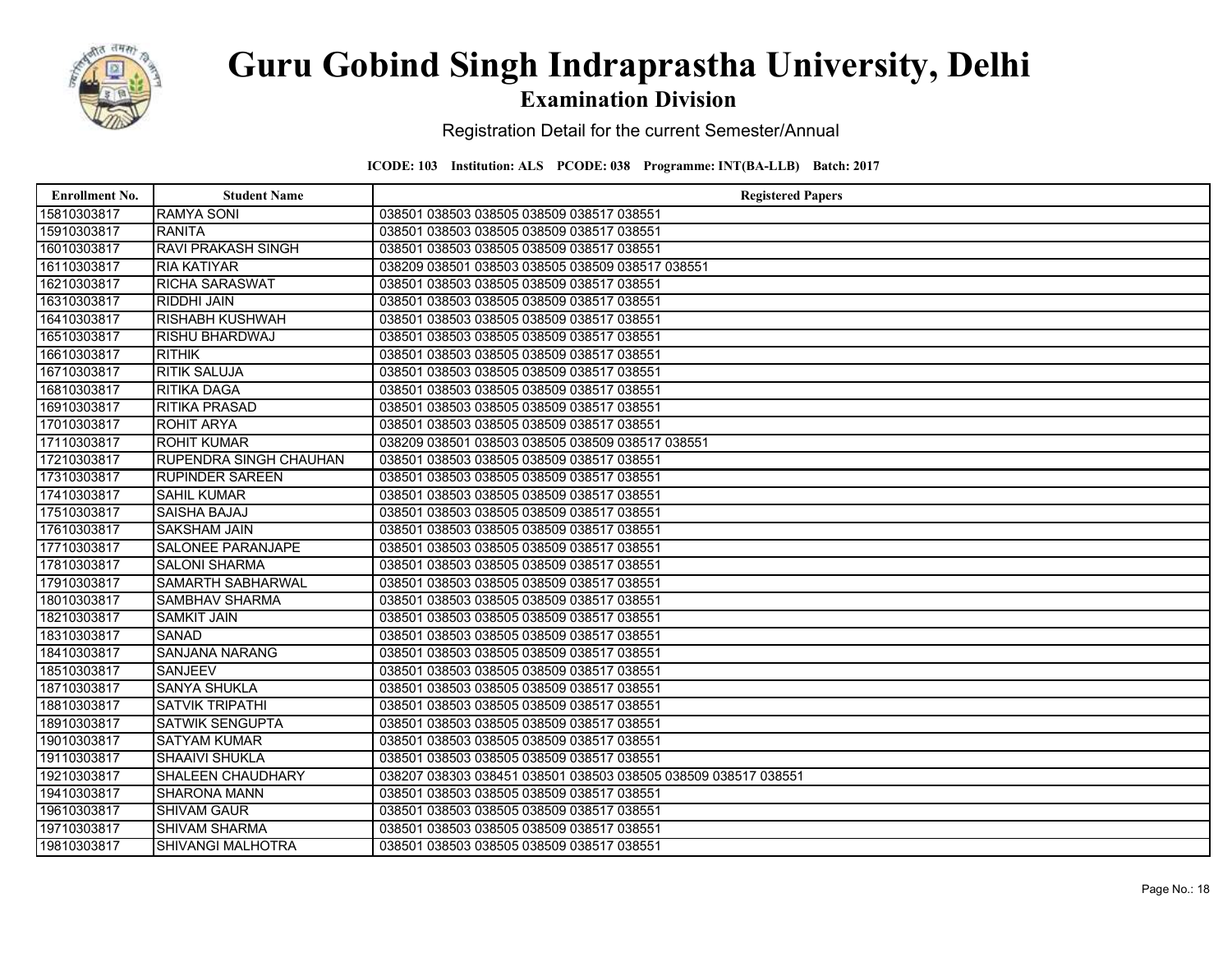# Guru Gobind Singh Indraprastha University, Delhi

## Examination Division

Registration Detail for the current Semester/Annual

**ICODE: 103 Institution: ALS PCODE: 038 Programme: INT(BA-LLB) Batch: 2017**

| Enrollment No. | Student Name | Registered Papers |
|---|---|---|
| 15810303817 | RAMYA SONI | 038501 038503 038505 038509 038517 038551 |
| 15910303817 | RANITA | 038501 038503 038505 038509 038517 038551 |
| 16010303817 | RAVI PRAKASH SINGH | 038501 038503 038505 038509 038517 038551 |
| 16110303817 | RIA KATIYAR | 038209 038501 038503 038505 038509 038517 038551 |
| 16210303817 | RICHA SARASWAT | 038501 038503 038505 038509 038517 038551 |
| 16310303817 | RIDDHI JAIN | 038501 038503 038505 038509 038517 038551 |
| 16410303817 | RISHABH KUSHWAH | 038501 038503 038505 038509 038517 038551 |
| 16510303817 | RISHU BHARDWAJ | 038501 038503 038505 038509 038517 038551 |
| 16610303817 | RITHIK | 038501 038503 038505 038509 038517 038551 |
| 16710303817 | RITIK SALUJA | 038501 038503 038505 038509 038517 038551 |
| 16810303817 | RITIKA DAGA | 038501 038503 038505 038509 038517 038551 |
| 16910303817 | RITIKA PRASAD | 038501 038503 038505 038509 038517 038551 |
| 17010303817 | ROHIT ARYA | 038501 038503 038505 038509 038517 038551 |
| 17110303817 | ROHIT KUMAR | 038209 038501 038503 038505 038509 038517 038551 |
| 17210303817 | RUPENDRA SINGH CHAUHAN | 038501 038503 038505 038509 038517 038551 |
| 17310303817 | RUPINDER SAREEN | 038501 038503 038505 038509 038517 038551 |
| 17410303817 | SAHIL KUMAR | 038501 038503 038505 038509 038517 038551 |
| 17510303817 | SAISHA BAJAJ | 038501 038503 038505 038509 038517 038551 |
| 17610303817 | SAKSHAM JAIN | 038501 038503 038505 038509 038517 038551 |
| 17710303817 | SALONEE PARANJAPE | 038501 038503 038505 038509 038517 038551 |
| 17810303817 | SALONI SHARMA | 038501 038503 038505 038509 038517 038551 |
| 17910303817 | SAMARTH SABHARWAL | 038501 038503 038505 038509 038517 038551 |
| 18010303817 | SAMBHAV SHARMA | 038501 038503 038505 038509 038517 038551 |
| 18210303817 | SAMKIT JAIN | 038501 038503 038505 038509 038517 038551 |
| 18310303817 | SANAD | 038501 038503 038505 038509 038517 038551 |
| 18410303817 | SANJANA NARANG | 038501 038503 038505 038509 038517 038551 |
| 18510303817 | SANJEEV | 038501 038503 038505 038509 038517 038551 |
| 18710303817 | SANYA SHUKLA | 038501 038503 038505 038509 038517 038551 |
| 18810303817 | SATVIK TRIPATHI | 038501 038503 038505 038509 038517 038551 |
| 18910303817 | SATWIK SENGUPTA | 038501 038503 038505 038509 038517 038551 |
| 19010303817 | SATYAM KUMAR | 038501 038503 038505 038509 038517 038551 |
| 19110303817 | SHAAIVI SHUKLA | 038501 038503 038505 038509 038517 038551 |
| 19210303817 | SHALEEN CHAUDHARY | 038207 038303 038451 038501 038503 038505 038509 038517 038551 |
| 19410303817 | SHARONA MANN | 038501 038503 038505 038509 038517 038551 |
| 19610303817 | SHIVAM GAUR | 038501 038503 038505 038509 038517 038551 |
| 19710303817 | SHIVAM SHARMA | 038501 038503 038505 038509 038517 038551 |
| 19810303817 | SHIVANGI MALHOTRA | 038501 038503 038505 038509 038517 038551 |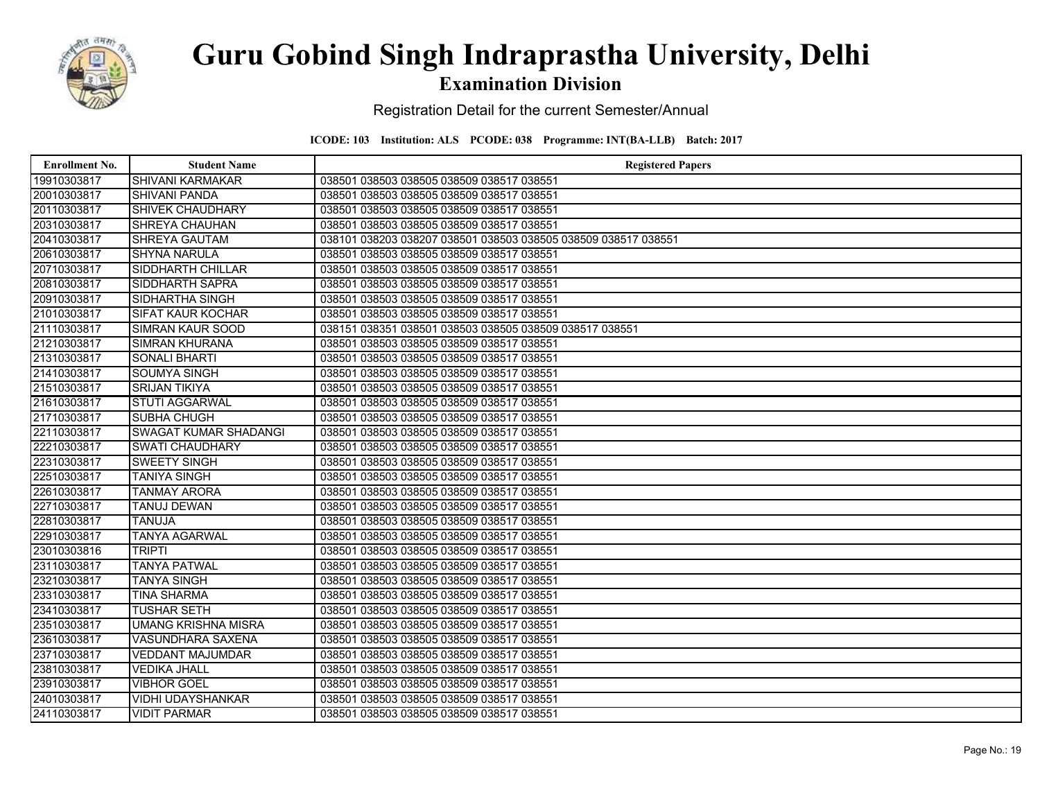# Guru Gobind Singh Indraprastha University, Delhi

## Examination Division

Registration Detail for the current Semester/Annual

**ICODE: 103 Institution: ALS PCODE: 038 Programme: INT(BA-LLB) Batch: 2017**

| Enrollment No. | Student Name | Registered Papers |
|---|---|---|
| 19910303817 | SHIVANI KARMAKAR | 038501 038503 038505 038509 038517 038551 |
| 20010303817 | SHIVANI PANDA | 038501 038503 038505 038509 038517 038551 |
| 20110303817 | SHIVEK CHAUDHARY | 038501 038503 038505 038509 038517 038551 |
| 20310303817 | SHREYA CHAUHAN | 038501 038503 038505 038509 038517 038551 |
| 20410303817 | SHREYA GAUTAM | 038101 038203 038207 038501 038503 038505 038509 038517 038551 |
| 20610303817 | SHYNA NARULA | 038501 038503 038505 038509 038517 038551 |
| 20710303817 | SIDDHARTH CHILLAR | 038501 038503 038505 038509 038517 038551 |
| 20810303817 | SIDDHARTH SAPRA | 038501 038503 038505 038509 038517 038551 |
| 20910303817 | SIDHARTHA SINGH | 038501 038503 038505 038509 038517 038551 |
| 21010303817 | SIFAT KAUR KOCHAR | 038501 038503 038505 038509 038517 038551 |
| 21110303817 | SIMRAN KAUR SOOD | 038151 038351 038501 038503 038505 038509 038517 038551 |
| 21210303817 | SIMRAN KHURANA | 038501 038503 038505 038509 038517 038551 |
| 21310303817 | SONALI BHARTI | 038501 038503 038505 038509 038517 038551 |
| 21410303817 | SOUMYA SINGH | 038501 038503 038505 038509 038517 038551 |
| 21510303817 | SRIJAN TIKIYA | 038501 038503 038505 038509 038517 038551 |
| 21610303817 | STUTI AGGARWAL | 038501 038503 038505 038509 038517 038551 |
| 21710303817 | SUBHA CHUGH | 038501 038503 038505 038509 038517 038551 |
| 22110303817 | SWAGAT KUMAR SHADANGI | 038501 038503 038505 038509 038517 038551 |
| 22210303817 | SWATI CHAUDHARY | 038501 038503 038505 038509 038517 038551 |
| 22310303817 | SWEETY SINGH | 038501 038503 038505 038509 038517 038551 |
| 22510303817 | TANIYA SINGH | 038501 038503 038505 038509 038517 038551 |
| 22610303817 | TANMAY ARORA | 038501 038503 038505 038509 038517 038551 |
| 22710303817 | TANUJ DEWAN | 038501 038503 038505 038509 038517 038551 |
| 22810303817 | TANUJA | 038501 038503 038505 038509 038517 038551 |
| 22910303817 | TANYA AGARWAL | 038501 038503 038505 038509 038517 038551 |
| 23010303816 | TRIPTI | 038501 038503 038505 038509 038517 038551 |
| 23110303817 | TANYA PATWAL | 038501 038503 038505 038509 038517 038551 |
| 23210303817 | TANYA SINGH | 038501 038503 038505 038509 038517 038551 |
| 23310303817 | TINA SHARMA | 038501 038503 038505 038509 038517 038551 |
| 23410303817 | TUSHAR SETH | 038501 038503 038505 038509 038517 038551 |
| 23510303817 | UMANG KRISHNA MISRA | 038501 038503 038505 038509 038517 038551 |
| 23610303817 | VASUNDHARA SAXENA | 038501 038503 038505 038509 038517 038551 |
| 23710303817 | VEDDANT MAJUMDAR | 038501 038503 038505 038509 038517 038551 |
| 23810303817 | VEDIKA JHALL | 038501 038503 038505 038509 038517 038551 |
| 23910303817 | VIBHOR GOEL | 038501 038503 038505 038509 038517 038551 |
| 24010303817 | VIDHI UDAYSHANKAR | 038501 038503 038505 038509 038517 038551 |
| 24110303817 | VIDIT PARMAR | 038501 038503 038505 038509 038517 038551 |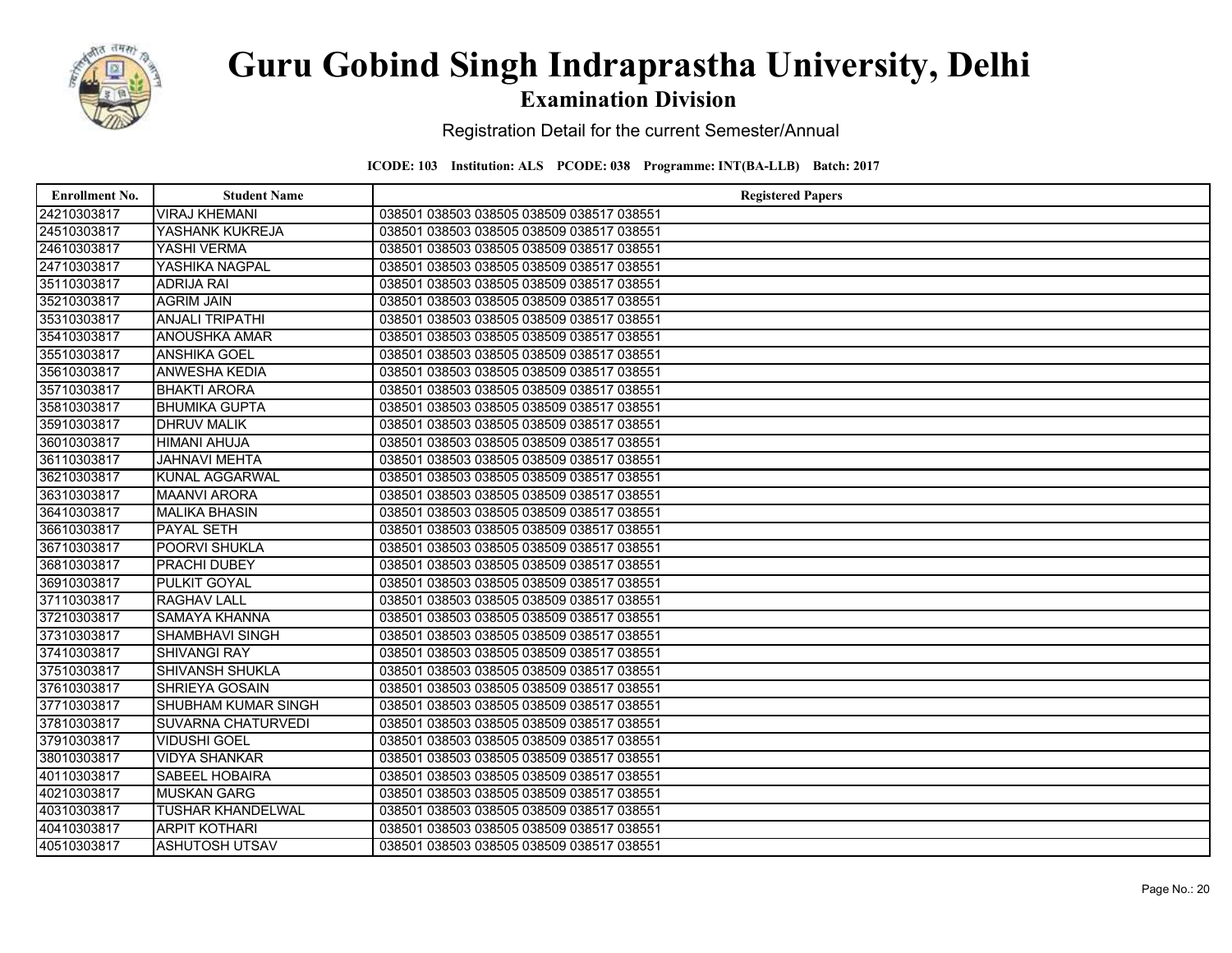# Guru Gobind Singh Indraprastha University, Delhi

## Examination Division

Registration Detail for the current Semester/Annual

**ICODE: 103 Institution: ALS PCODE: 038 Programme: INT(BA-LLB) Batch: 2017**

| Enrollment No. | Student Name | Registered Papers |
|---|---|---|
| 24210303817 | VIRAJ KHEMANI | 038501 038503 038505 038509 038517 038551 |
| 24510303817 | YASHANK KUKREJA | 038501 038503 038505 038509 038517 038551 |
| 24610303817 | YASHI VERMA | 038501 038503 038505 038509 038517 038551 |
| 24710303817 | YASHIKA NAGPAL | 038501 038503 038505 038509 038517 038551 |
| 35110303817 | ADRIJA RAI | 038501 038503 038505 038509 038517 038551 |
| 35210303817 | AGRIM JAIN | 038501 038503 038505 038509 038517 038551 |
| 35310303817 | ANJALI TRIPATHI | 038501 038503 038505 038509 038517 038551 |
| 35410303817 | ANOUSHKA AMAR | 038501 038503 038505 038509 038517 038551 |
| 35510303817 | ANSHIKA GOEL | 038501 038503 038505 038509 038517 038551 |
| 35610303817 | ANWESHA KEDIA | 038501 038503 038505 038509 038517 038551 |
| 35710303817 | BHAKTI ARORA | 038501 038503 038505 038509 038517 038551 |
| 35810303817 | BHUMIKA GUPTA | 038501 038503 038505 038509 038517 038551 |
| 35910303817 | DHRUV MALIK | 038501 038503 038505 038509 038517 038551 |
| 36010303817 | HIMANI AHUJA | 038501 038503 038505 038509 038517 038551 |
| 36110303817 | JAHNAVI MEHTA | 038501 038503 038505 038509 038517 038551 |
| 36210303817 | KUNAL AGGARWAL | 038501 038503 038505 038509 038517 038551 |
| 36310303817 | MAANVI ARORA | 038501 038503 038505 038509 038517 038551 |
| 36410303817 | MALIKA BHASIN | 038501 038503 038505 038509 038517 038551 |
| 36610303817 | PAYAL SETH | 038501 038503 038505 038509 038517 038551 |
| 36710303817 | POORVI SHUKLA | 038501 038503 038505 038509 038517 038551 |
| 36810303817 | PRACHI DUBEY | 038501 038503 038505 038509 038517 038551 |
| 36910303817 | PULKIT GOYAL | 038501 038503 038505 038509 038517 038551 |
| 37110303817 | RAGHAV LALL | 038501 038503 038505 038509 038517 038551 |
| 37210303817 | SAMAYA KHANNA | 038501 038503 038505 038509 038517 038551 |
| 37310303817 | SHAMBHAVI SINGH | 038501 038503 038505 038509 038517 038551 |
| 37410303817 | SHIVANGI RAY | 038501 038503 038505 038509 038517 038551 |
| 37510303817 | SHIVANSH SHUKLA | 038501 038503 038505 038509 038517 038551 |
| 37610303817 | SHRIEYA GOSAIN | 038501 038503 038505 038509 038517 038551 |
| 37710303817 | SHUBHAM KUMAR SINGH | 038501 038503 038505 038509 038517 038551 |
| 37810303817 | SUVARNA CHATURVEDI | 038501 038503 038505 038509 038517 038551 |
| 37910303817 | VIDUSHI GOEL | 038501 038503 038505 038509 038517 038551 |
| 38010303817 | VIDYA SHANKAR | 038501 038503 038505 038509 038517 038551 |
| 40110303817 | SABEEL HOBAIRA | 038501 038503 038505 038509 038517 038551 |
| 40210303817 | MUSKAN GARG | 038501 038503 038505 038509 038517 038551 |
| 40310303817 | TUSHAR KHANDELWAL | 038501 038503 038505 038509 038517 038551 |
| 40410303817 | ARPIT KOTHARI | 038501 038503 038505 038509 038517 038551 |
| 40510303817 | ASHUTOSH UTSAV | 038501 038503 038505 038509 038517 038551 |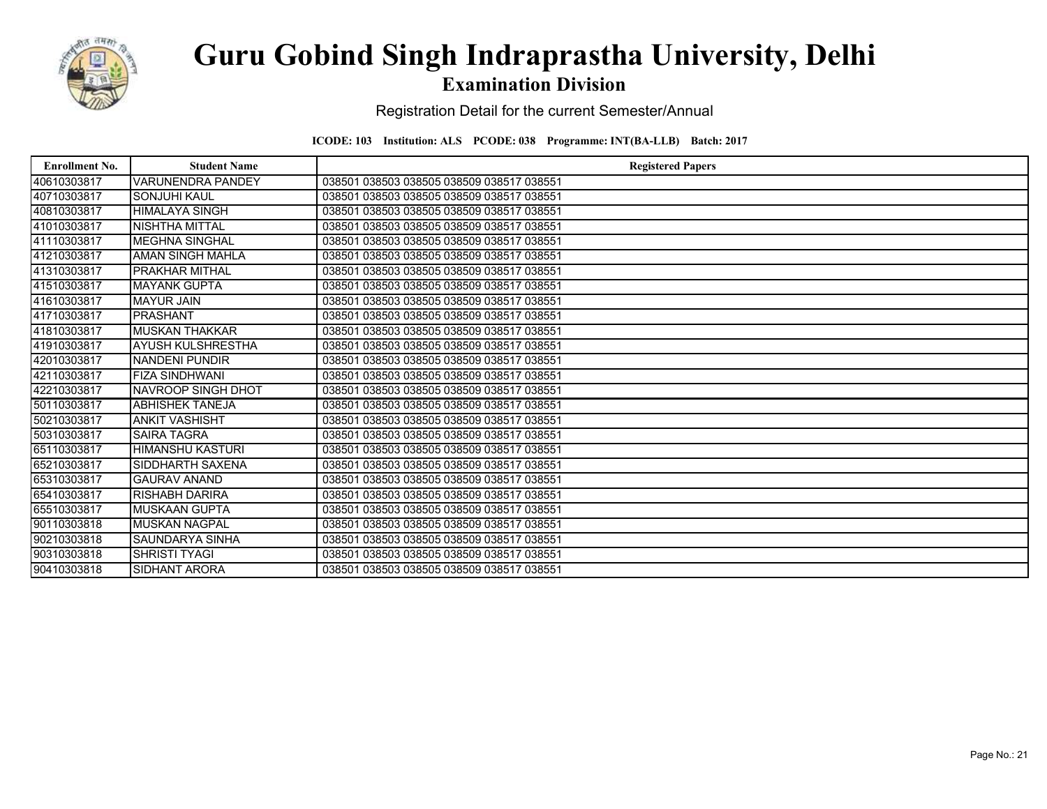# Guru Gobind Singh Indraprastha University, Delhi

## Examination Division

Registration Detail for the current Semester/Annual

**ICODE: 103 Institution: ALS PCODE: 038 Programme: INT(BA-LLB) Batch: 2017**

| Enrollment No. | Student Name | Registered Papers |
|---|---|---|
| 40610303817 | VARUNENDRA PANDEY | 038501 038503 038505 038509 038517 038551 |
| 40710303817 | SONJUHI KAUL | 038501 038503 038505 038509 038517 038551 |
| 40810303817 | HIMALAYA SINGH | 038501 038503 038505 038509 038517 038551 |
| 41010303817 | NISHTHA MITTAL | 038501 038503 038505 038509 038517 038551 |
| 41110303817 | MEGHNA SINGHAL | 038501 038503 038505 038509 038517 038551 |
| 41210303817 | AMAN SINGH MAHLA | 038501 038503 038505 038509 038517 038551 |
| 41310303817 | PRAKHAR MITHAL | 038501 038503 038505 038509 038517 038551 |
| 41510303817 | MAYANK GUPTA | 038501 038503 038505 038509 038517 038551 |
| 41610303817 | MAYUR JAIN | 038501 038503 038505 038509 038517 038551 |
| 41710303817 | PRASHANT | 038501 038503 038505 038509 038517 038551 |
| 41810303817 | MUSKAN THAKKAR | 038501 038503 038505 038509 038517 038551 |
| 41910303817 | AYUSH KULSHRESTHA | 038501 038503 038505 038509 038517 038551 |
| 42010303817 | NANDENI PUNDIR | 038501 038503 038505 038509 038517 038551 |
| 42110303817 | FIZA SINDHWANI | 038501 038503 038505 038509 038517 038551 |
| 42210303817 | NAVROOP SINGH DHOT | 038501 038503 038505 038509 038517 038551 |
| 50110303817 | ABHISHEK TANEJA | 038501 038503 038505 038509 038517 038551 |
| 50210303817 | ANKIT VASHISHT | 038501 038503 038505 038509 038517 038551 |
| 50310303817 | SAIRA TAGRA | 038501 038503 038505 038509 038517 038551 |
| 65110303817 | HIMANSHU KASTURI | 038501 038503 038505 038509 038517 038551 |
| 65210303817 | SIDDHARTH SAXENA | 038501 038503 038505 038509 038517 038551 |
| 65310303817 | GAURAV ANAND | 038501 038503 038505 038509 038517 038551 |
| 65410303817 | RISHABH DARIRA | 038501 038503 038505 038509 038517 038551 |
| 65510303817 | MUSKAAN GUPTA | 038501 038503 038505 038509 038517 038551 |
| 90110303818 | MUSKAN NAGPAL | 038501 038503 038505 038509 038517 038551 |
| 90210303818 | SAUNDARYA SINHA | 038501 038503 038505 038509 038517 038551 |
| 90310303818 | SHRISTI TYAGI | 038501 038503 038505 038509 038517 038551 |
| 90410303818 | SIDHANT ARORA | 038501 038503 038505 038509 038517 038551 |